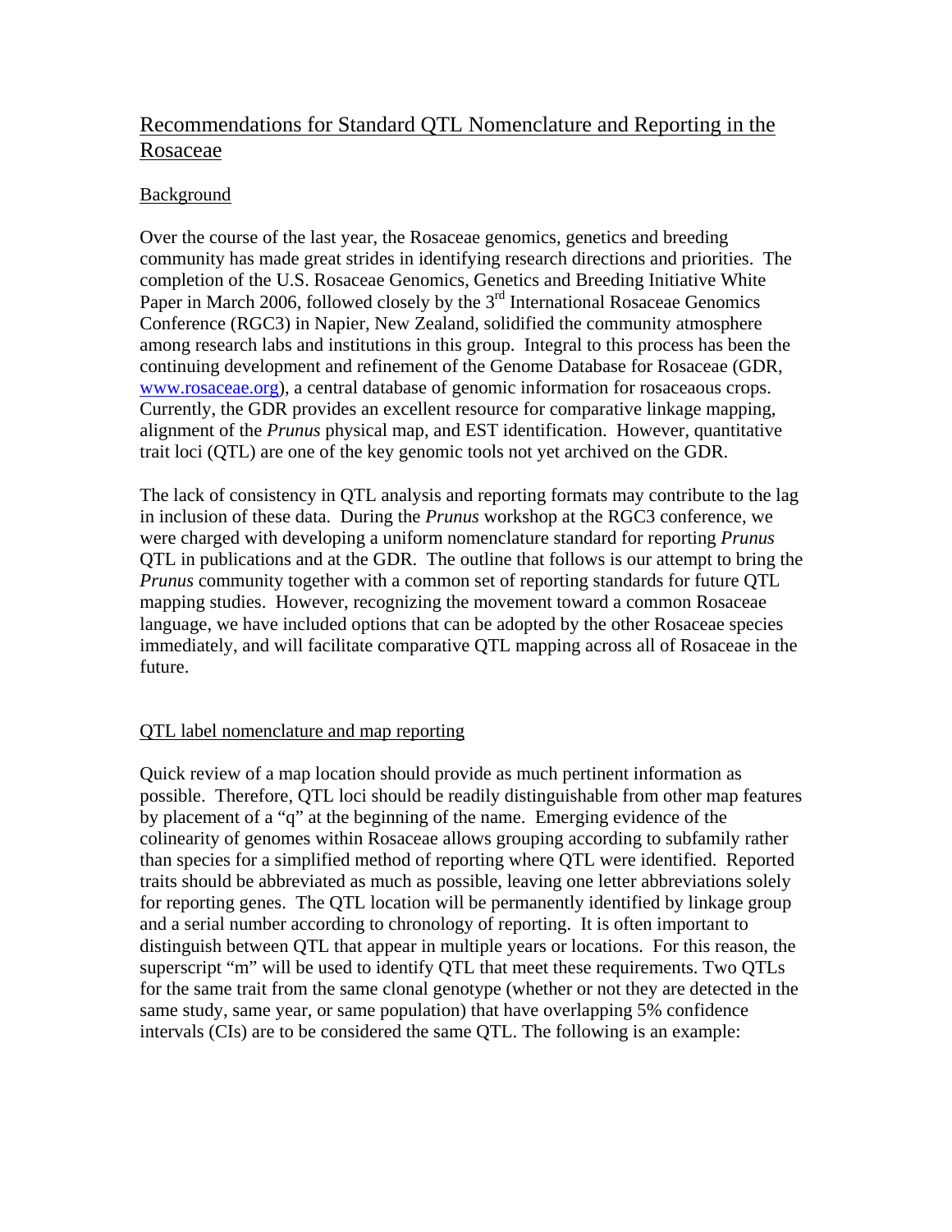# Recommendations for Standard QTL Nomenclature and Reporting in the Rosaceae

## Background

Over the course of the last year, the Rosaceae genomics, genetics and breeding community has made great strides in identifying research directions and priorities. The completion of the U.S. Rosaceae Genomics, Genetics and Breeding Initiative White Paper in March 2006, followed closely by the 3rd International Rosaceae Genomics Conference (RGC3) in Napier, New Zealand, solidified the community atmosphere among research labs and institutions in this group. Integral to this process has been the continuing development and refinement of the Genome Database for Rosaceae (GDR, www.rosaceae.org), a central database of genomic information for rosaceaous crops. Currently, the GDR provides an excellent resource for comparative linkage mapping, alignment of the *Prunus* physical map, and EST identification. However, quantitative trait loci (QTL) are one of the key genomic tools not yet archived on the GDR.

The lack of consistency in QTL analysis and reporting formats may contribute to the lag in inclusion of these data. During the *Prunus* workshop at the RGC3 conference, we were charged with developing a uniform nomenclature standard for reporting *Prunus* QTL in publications and at the GDR. The outline that follows is our attempt to bring the *Prunus* community together with a common set of reporting standards for future QTL mapping studies. However, recognizing the movement toward a common Rosaceae language, we have included options that can be adopted by the other Rosaceae species immediately, and will facilitate comparative QTL mapping across all of Rosaceae in the future.

## QTL label nomenclature and map reporting

Quick review of a map location should provide as much pertinent information as possible. Therefore, QTL loci should be readily distinguishable from other map features by placement of a "q" at the beginning of the name. Emerging evidence of the colinearity of genomes within Rosaceae allows grouping according to subfamily rather than species for a simplified method of reporting where QTL were identified. Reported traits should be abbreviated as much as possible, leaving one letter abbreviations solely for reporting genes. The QTL location will be permanently identified by linkage group and a serial number according to chronology of reporting. It is often important to distinguish between QTL that appear in multiple years or locations. For this reason, the superscript "m" will be used to identify QTL that meet these requirements. Two QTLs for the same trait from the same clonal genotype (whether or not they are detected in the same study, same year, or same population) that have overlapping 5% confidence intervals (CIs) are to be considered the same QTL. The following is an example: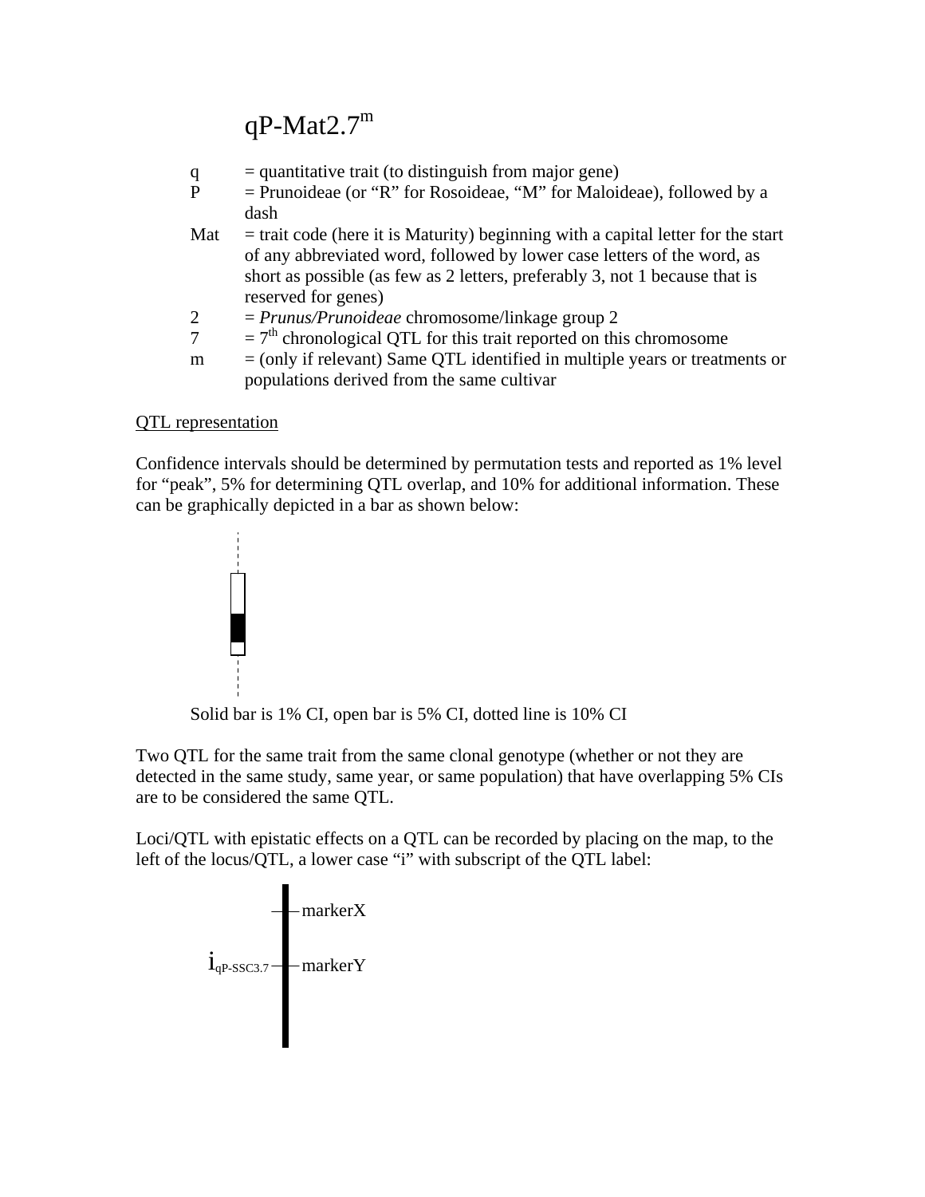qP-Mat2.7$^{m}$

- q = quantitative trait (to distinguish from major gene)
- P = Prunoideae (or "R" for Rosoideae, "M" for Maloideae), followed by a dash
- Mat = trait code (here it is Maturity) beginning with a capital letter for the start of any abbreviated word, followed by lower case letters of the word, as short as possible (as few as 2 letters, preferably 3, not 1 because that is reserved for genes)
- 2 = *Prunus/Prunoideae* chromosome/linkage group 2
- 7 = 7$^{th}$ chronological QTL for this trait reported on this chromosome
- m = (only if relevant) Same QTL identified in multiple years or treatments or populations derived from the same cultivar

<u>QTL representation</u>

Confidence intervals should be determined by permutation tests and reported as 1% level for "peak", 5% for determining QTL overlap, and 10% for additional information. These can be graphically depicted in a bar as shown below:

Solid bar is 1% CI, open bar is 5% CI, dotted line is 10% CI

Two QTL for the same trait from the same clonal genotype (whether or not they are detected in the same study, same year, or same population) that have overlapping 5% CIs are to be considered the same QTL.

Loci/QTL with epistatic effects on a QTL can be recorded by placing on the map, to the left of the locus/QTL, a lower case "i" with subscript of the QTL label:

markerX

$i_{qP\text{-}SSC3.7}$ markerY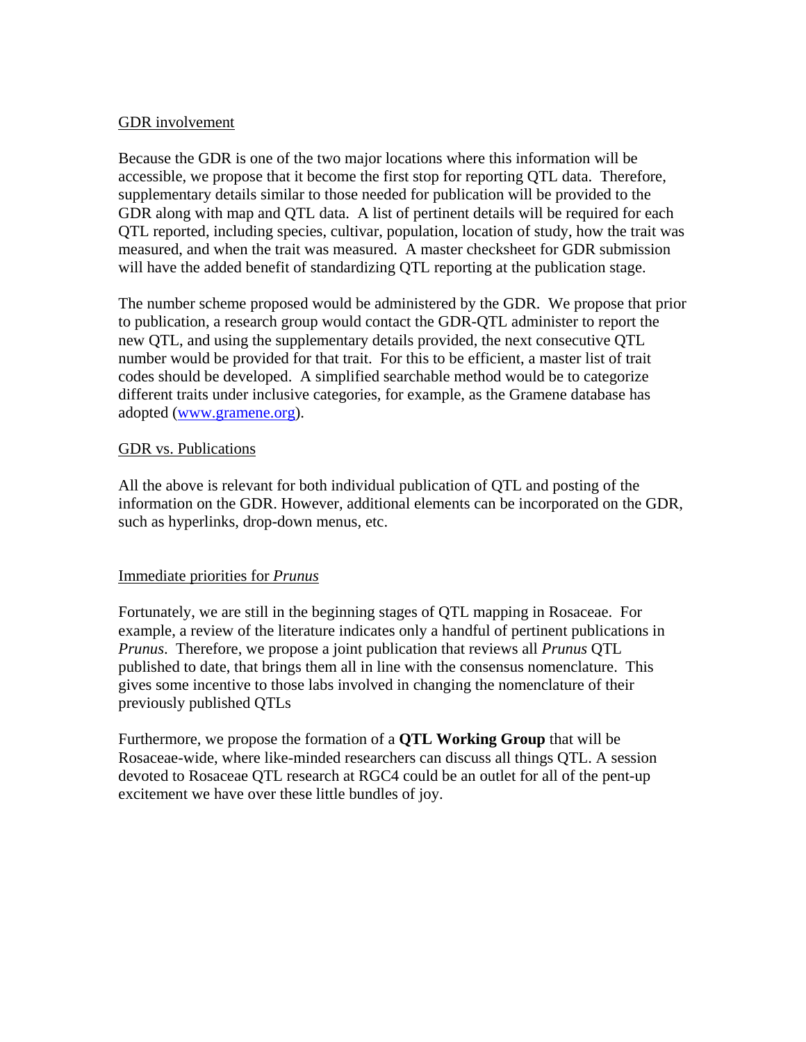GDR involvement

Because the GDR is one of the two major locations where this information will be accessible, we propose that it become the first stop for reporting QTL data. Therefore, supplementary details similar to those needed for publication will be provided to the GDR along with map and QTL data. A list of pertinent details will be required for each QTL reported, including species, cultivar, population, location of study, how the trait was measured, and when the trait was measured. A master checksheet for GDR submission will have the added benefit of standardizing QTL reporting at the publication stage.

The number scheme proposed would be administered by the GDR. We propose that prior to publication, a research group would contact the GDR-QTL administer to report the new QTL, and using the supplementary details provided, the next consecutive QTL number would be provided for that trait. For this to be efficient, a master list of trait codes should be developed. A simplified searchable method would be to categorize different traits under inclusive categories, for example, as the Gramene database has adopted (www.gramene.org).

GDR vs. Publications

All the above is relevant for both individual publication of QTL and posting of the information on the GDR. However, additional elements can be incorporated on the GDR, such as hyperlinks, drop-down menus, etc.

Immediate priorities for *Prunus*

Fortunately, we are still in the beginning stages of QTL mapping in Rosaceae. For example, a review of the literature indicates only a handful of pertinent publications in *Prunus*. Therefore, we propose a joint publication that reviews all *Prunus* QTL published to date, that brings them all in line with the consensus nomenclature. This gives some incentive to those labs involved in changing the nomenclature of their previously published QTLs

Furthermore, we propose the formation of a **QTL Working Group** that will be Rosaceae-wide, where like-minded researchers can discuss all things QTL. A session devoted to Rosaceae QTL research at RGC4 could be an outlet for all of the pent-up excitement we have over these little bundles of joy.